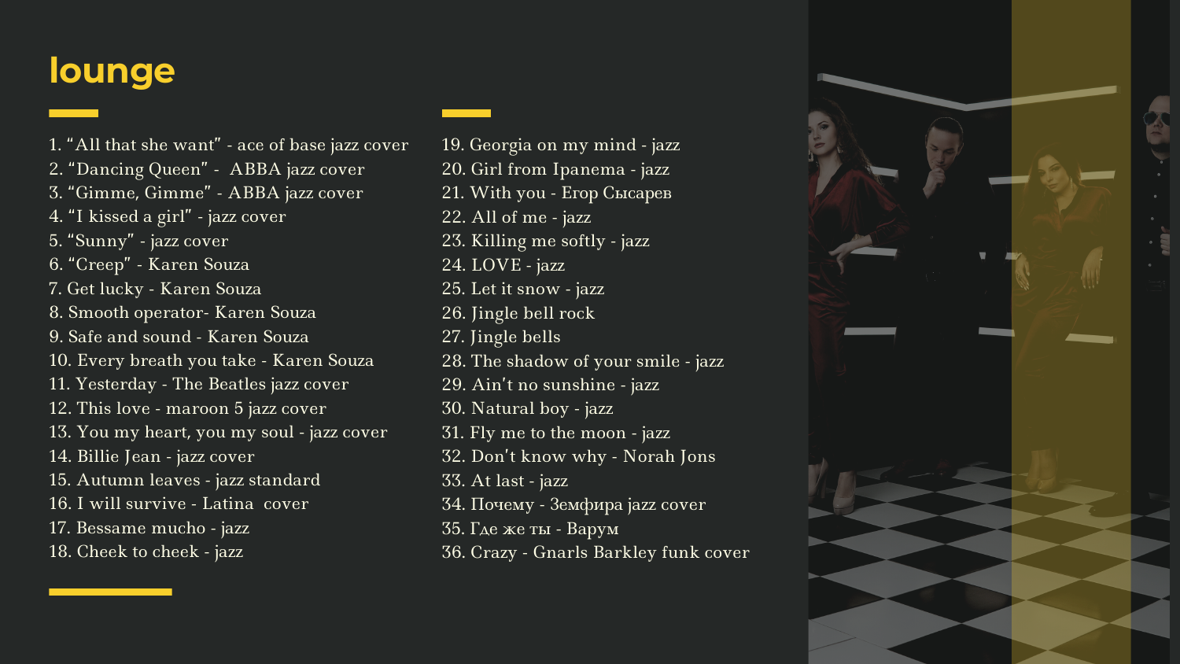# lounge

1. "All that she want" - ace of base jazz cover
2. "Dancing Queen" - ABBA jazz cover
3. "Gimme, Gimme" - ABBA jazz cover
4. "I kissed a girl" - jazz cover
5. "Sunny" - jazz cover
6. "Creep" - Karen Souza
7. Get lucky - Karen Souza
8. Smooth operator- Karen Souza
9. Safe and sound - Karen Souza
10. Every breath you take - Karen Souza
11. Yesterday - The Beatles jazz cover
12. This love - maroon 5 jazz cover
13. You my heart, you my soul - jazz cover
14. Billie Jean - jazz cover
15. Autumn leaves - jazz standard
16. I will survive - Latina cover
17. Bessame mucho - jazz
18. Cheek to cheek - jazz
19. Georgia on my mind - jazz
20. Girl from Ipanema - jazz
21. With you - Егор Сысарев
22. All of me - jazz
23. Killing me softly - jazz
24. LOVE - jazz
25. Let it snow - jazz
26. Jingle bell rock
27. Jingle bells
28. The shadow of your smile - jazz
29. Ain't no sunshine - jazz
30. Natural boy - jazz
31. Fly me to the moon - jazz
32. Don't know why - Norah Jons
33. At last - jazz
34. Почему - Земфира jazz cover
35. Где же ты - Варум
36. Crazy - Gnarls Barkley funk cover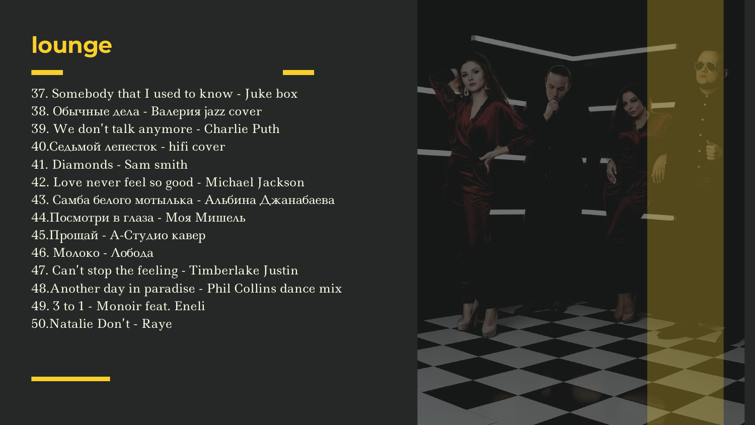# lounge

37. Somebody that I used to know - Juke box
38. Обычные дела - Валерия jazz cover
39. We don't talk anymore - Charlie Puth
40.Седьмой лепесток - hifi cover
41. Diamonds - Sam smith
42. Love never feel so good - Michael Jackson
43. Самба белого мотылька - Альбина Джанабаева
44.Посмотри в глаза - Моя Мишель
45.Прощай - А-Студио кавер
46. Молоко - Лобода
47. Can't stop the feeling - Timberlake Justin
48.Another day in paradise - Phil Collins dance mix
49. 3 to 1 - Monoir feat. Eneli
50.Natalie Don't - Raye